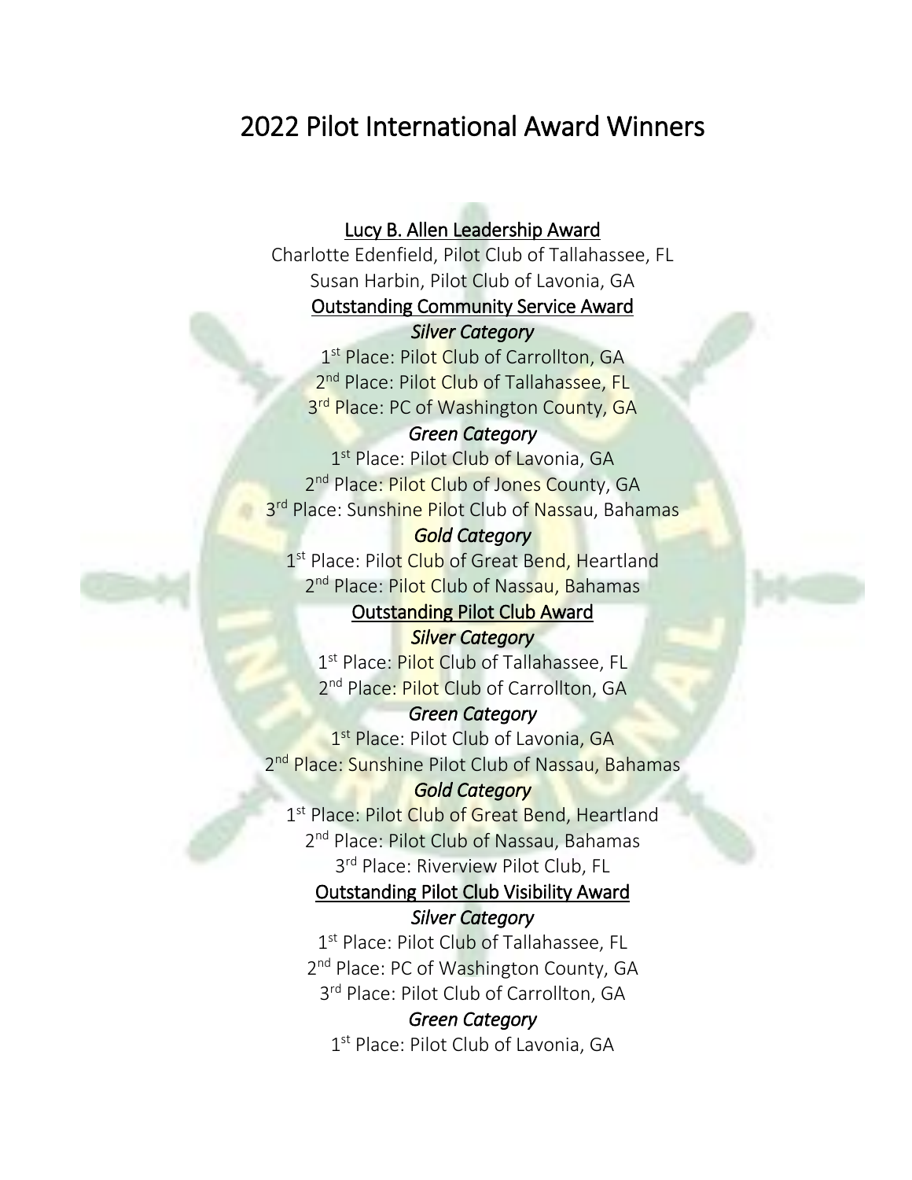# 2022 Pilot International Award Winners

## Lucy B. Allen Leadership Award

Charlotte Edenfield, Pilot Club of Tallahassee, FL

Susan Harbin, Pilot Club of Lavonia, GA

## Outstanding Community Service Award

### *Silver Category*

1st Place: Pilot Club of Carrollton, GA

2nd Place: Pilot Club of Tallahassee, FL

3rd Place: PC of Washington County, GA

### *Green Category*

1st Place: Pilot Club of Lavonia, GA

2nd Place: Pilot Club of Jones County, GA

3rd Place: Sunshine Pilot Club of Nassau, Bahamas

### *Gold Category*

1st Place: Pilot Club of Great Bend, Heartland

2nd Place: Pilot Club of Nassau, Bahamas

## Outstanding Pilot Club Award

### *Silver Category*

1st Place: Pilot Club of Tallahassee, FL

2nd Place: Pilot Club of Carrollton, GA

### *Green Category*

1st Place: Pilot Club of Lavonia, GA

2nd Place: Sunshine Pilot Club of Nassau, Bahamas

### *Gold Category*

1st Place: Pilot Club of Great Bend, Heartland

2nd Place: Pilot Club of Nassau, Bahamas

3rd Place: Riverview Pilot Club, FL

## Outstanding Pilot Club Visibility Award

### *Silver Category*

1st Place: Pilot Club of Tallahassee, FL

2nd Place: PC of Washington County, GA

3rd Place: Pilot Club of Carrollton, GA

### *Green Category*

1st Place: Pilot Club of Lavonia, GA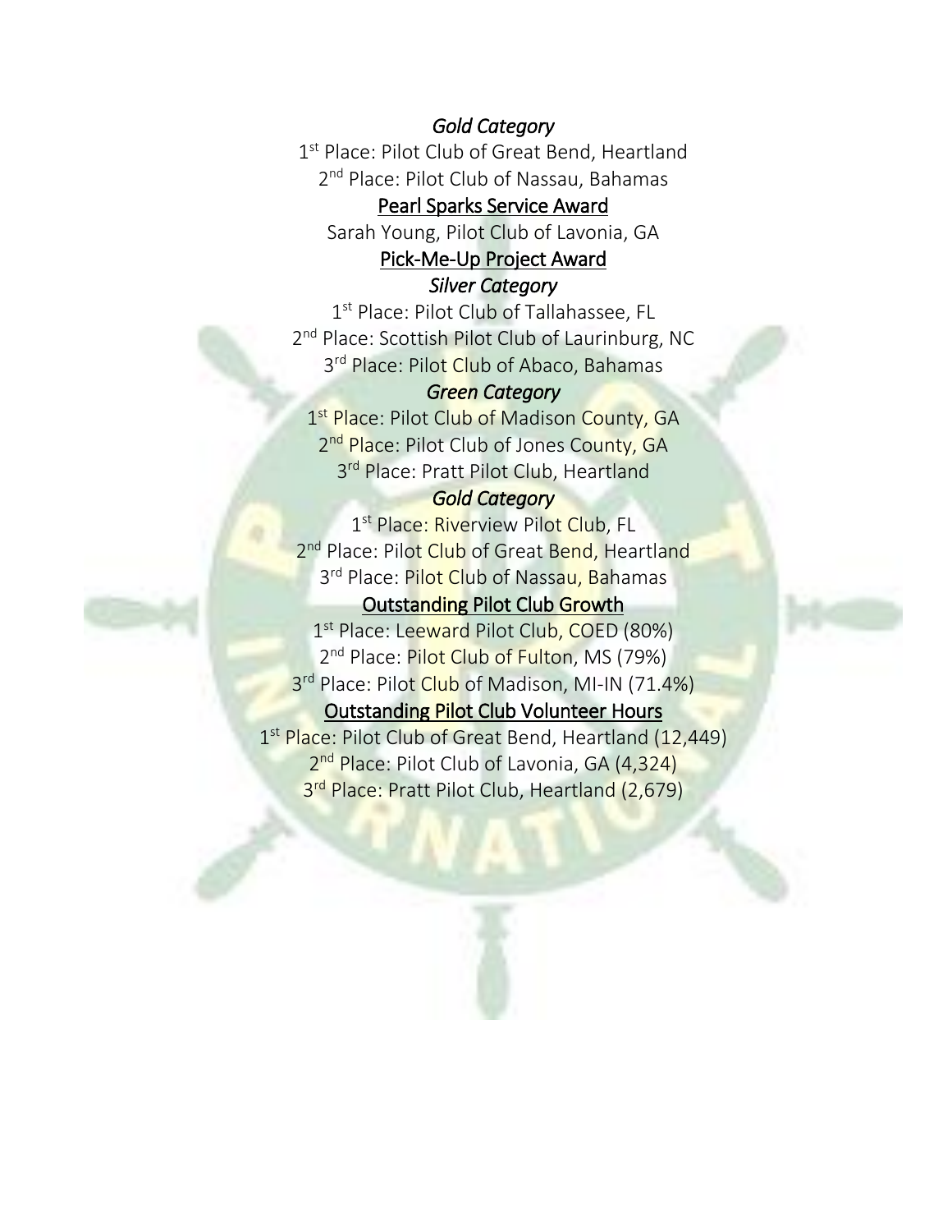*Gold Category*

1st Place: Pilot Club of Great Bend, Heartland

2nd Place: Pilot Club of Nassau, Bahamas

## Pearl Sparks Service Award

Sarah Young, Pilot Club of Lavonia, GA

## Pick-Me-Up Project Award

*Silver Category*

1st Place: Pilot Club of Tallahassee, FL

2nd Place: Scottish Pilot Club of Laurinburg, NC

3rd Place: Pilot Club of Abaco, Bahamas

*Green Category*

1st Place: Pilot Club of Madison County, GA

2nd Place: Pilot Club of Jones County, GA

3rd Place: Pratt Pilot Club, Heartland

*Gold Category*

1st Place: Riverview Pilot Club, FL

2nd Place: Pilot Club of Great Bend, Heartland

3rd Place: Pilot Club of Nassau, Bahamas

## Outstanding Pilot Club Growth

1st Place: Leeward Pilot Club, COED (80%)

2nd Place: Pilot Club of Fulton, MS (79%)

3rd Place: Pilot Club of Madison, MI-IN (71.4%)

## Outstanding Pilot Club Volunteer Hours

1st Place: Pilot Club of Great Bend, Heartland (12,449)

2nd Place: Pilot Club of Lavonia, GA (4,324)

3rd Place: Pratt Pilot Club, Heartland (2,679)